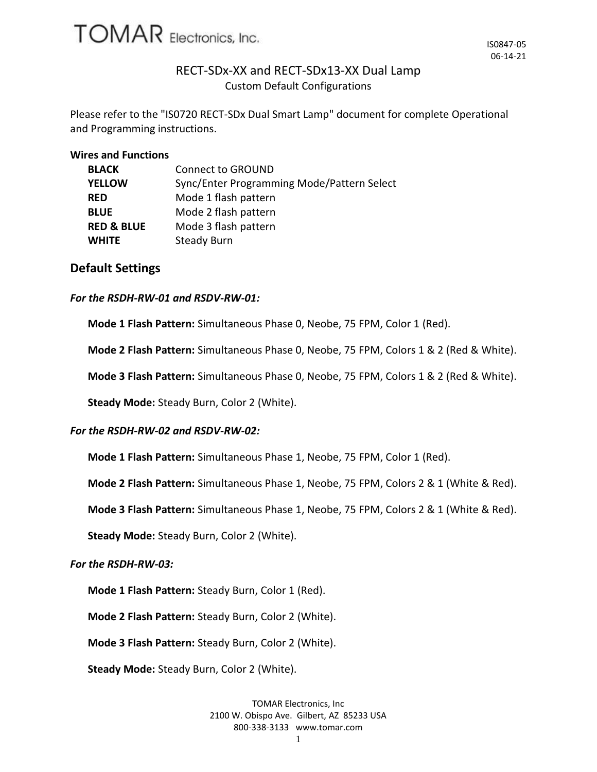TOMAR Electronics, Inc.

IS0847-05
06-14-21

# RECT-SDx-XX and RECT-SDx13-XX Dual Lamp

Custom Default Configurations

Please refer to the "IS0720 RECT-SDx Dual Smart Lamp" document for complete Operational and Programming instructions.

**Wires and Functions**

| | |
|---|---|
| **BLACK** | Connect to GROUND |
| **YELLOW** | Sync/Enter Programming Mode/Pattern Select |
| **RED** | Mode 1 flash pattern |
| **BLUE** | Mode 2 flash pattern |
| **RED & BLUE** | Mode 3 flash pattern |
| **WHITE** | Steady Burn |

## Default Settings

***For the RSDH-RW-01 and RSDV-RW-01:***

**Mode 1 Flash Pattern:** Simultaneous Phase 0, Neobe, 75 FPM, Color 1 (Red).

**Mode 2 Flash Pattern:** Simultaneous Phase 0, Neobe, 75 FPM, Colors 1 & 2 (Red & White).

**Mode 3 Flash Pattern:** Simultaneous Phase 0, Neobe, 75 FPM, Colors 1 & 2 (Red & White).

**Steady Mode:** Steady Burn, Color 2 (White).

***For the RSDH-RW-02 and RSDV-RW-02:***

**Mode 1 Flash Pattern:** Simultaneous Phase 1, Neobe, 75 FPM, Color 1 (Red).

**Mode 2 Flash Pattern:** Simultaneous Phase 1, Neobe, 75 FPM, Colors 2 & 1 (White & Red).

**Mode 3 Flash Pattern:** Simultaneous Phase 1, Neobe, 75 FPM, Colors 2 & 1 (White & Red).

**Steady Mode:** Steady Burn, Color 2 (White).

***For the RSDH-RW-03:***

**Mode 1 Flash Pattern:** Steady Burn, Color 1 (Red).

**Mode 2 Flash Pattern:** Steady Burn, Color 2 (White).

**Mode 3 Flash Pattern:** Steady Burn, Color 2 (White).

**Steady Mode:** Steady Burn, Color 2 (White).

TOMAR Electronics, Inc
2100 W. Obispo Ave. Gilbert, AZ 85233 USA
800-338-3133 www.tomar.com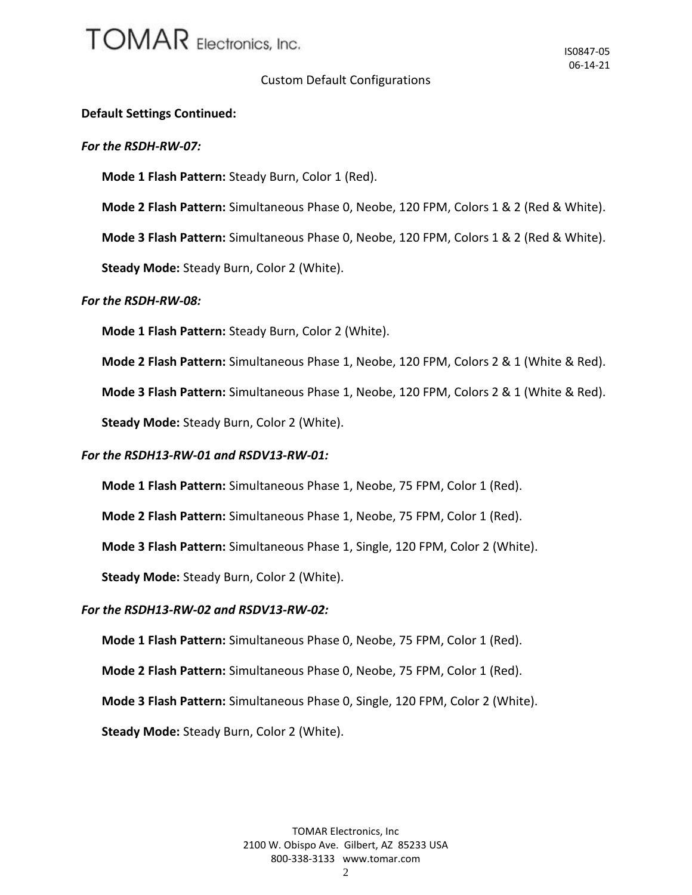Custom Default Configurations

**Default Settings Continued:**

***For the RSDH-RW-07:***

**Mode 1 Flash Pattern:** Steady Burn, Color 1 (Red).

**Mode 2 Flash Pattern:** Simultaneous Phase 0, Neobe, 120 FPM, Colors 1 & 2 (Red & White).

**Mode 3 Flash Pattern:** Simultaneous Phase 0, Neobe, 120 FPM, Colors 1 & 2 (Red & White).

**Steady Mode:** Steady Burn, Color 2 (White).

***For the RSDH-RW-08:***

**Mode 1 Flash Pattern:** Steady Burn, Color 2 (White).

**Mode 2 Flash Pattern:** Simultaneous Phase 1, Neobe, 120 FPM, Colors 2 & 1 (White & Red).

**Mode 3 Flash Pattern:** Simultaneous Phase 1, Neobe, 120 FPM, Colors 2 & 1 (White & Red).

**Steady Mode:** Steady Burn, Color 2 (White).

***For the RSDH13-RW-01 and RSDV13-RW-01:***

**Mode 1 Flash Pattern:** Simultaneous Phase 1, Neobe, 75 FPM, Color 1 (Red).

**Mode 2 Flash Pattern:** Simultaneous Phase 1, Neobe, 75 FPM, Color 1 (Red).

**Mode 3 Flash Pattern:** Simultaneous Phase 1, Single, 120 FPM, Color 2 (White).

**Steady Mode:** Steady Burn, Color 2 (White).

***For the RSDH13-RW-02 and RSDV13-RW-02:***

**Mode 1 Flash Pattern:** Simultaneous Phase 0, Neobe, 75 FPM, Color 1 (Red).

**Mode 2 Flash Pattern:** Simultaneous Phase 0, Neobe, 75 FPM, Color 1 (Red).

**Mode 3 Flash Pattern:** Simultaneous Phase 0, Single, 120 FPM, Color 2 (White).

**Steady Mode:** Steady Burn, Color 2 (White).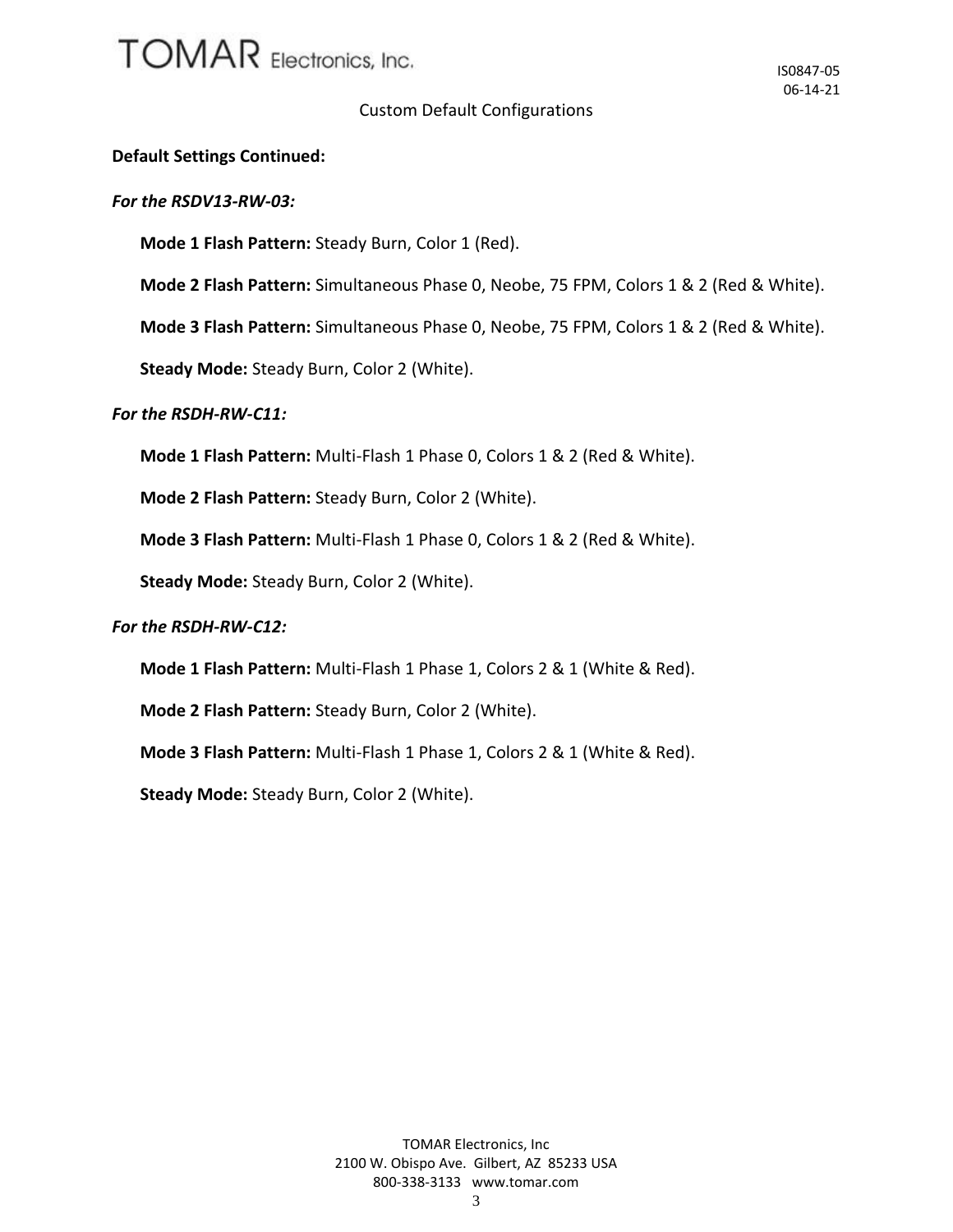Custom Default Configurations

**Default Settings Continued:**

***For the RSDV13-RW-03:***

**Mode 1 Flash Pattern:** Steady Burn, Color 1 (Red).

**Mode 2 Flash Pattern:** Simultaneous Phase 0, Neobe, 75 FPM, Colors 1 & 2 (Red & White).

**Mode 3 Flash Pattern:** Simultaneous Phase 0, Neobe, 75 FPM, Colors 1 & 2 (Red & White).

**Steady Mode:** Steady Burn, Color 2 (White).

***For the RSDH-RW-C11:***

**Mode 1 Flash Pattern:** Multi-Flash 1 Phase 0, Colors 1 & 2 (Red & White).

**Mode 2 Flash Pattern:** Steady Burn, Color 2 (White).

**Mode 3 Flash Pattern:** Multi-Flash 1 Phase 0, Colors 1 & 2 (Red & White).

**Steady Mode:** Steady Burn, Color 2 (White).

***For the RSDH-RW-C12:***

**Mode 1 Flash Pattern:** Multi-Flash 1 Phase 1, Colors 2 & 1 (White & Red).

**Mode 2 Flash Pattern:** Steady Burn, Color 2 (White).

**Mode 3 Flash Pattern:** Multi-Flash 1 Phase 1, Colors 2 & 1 (White & Red).

**Steady Mode:** Steady Burn, Color 2 (White).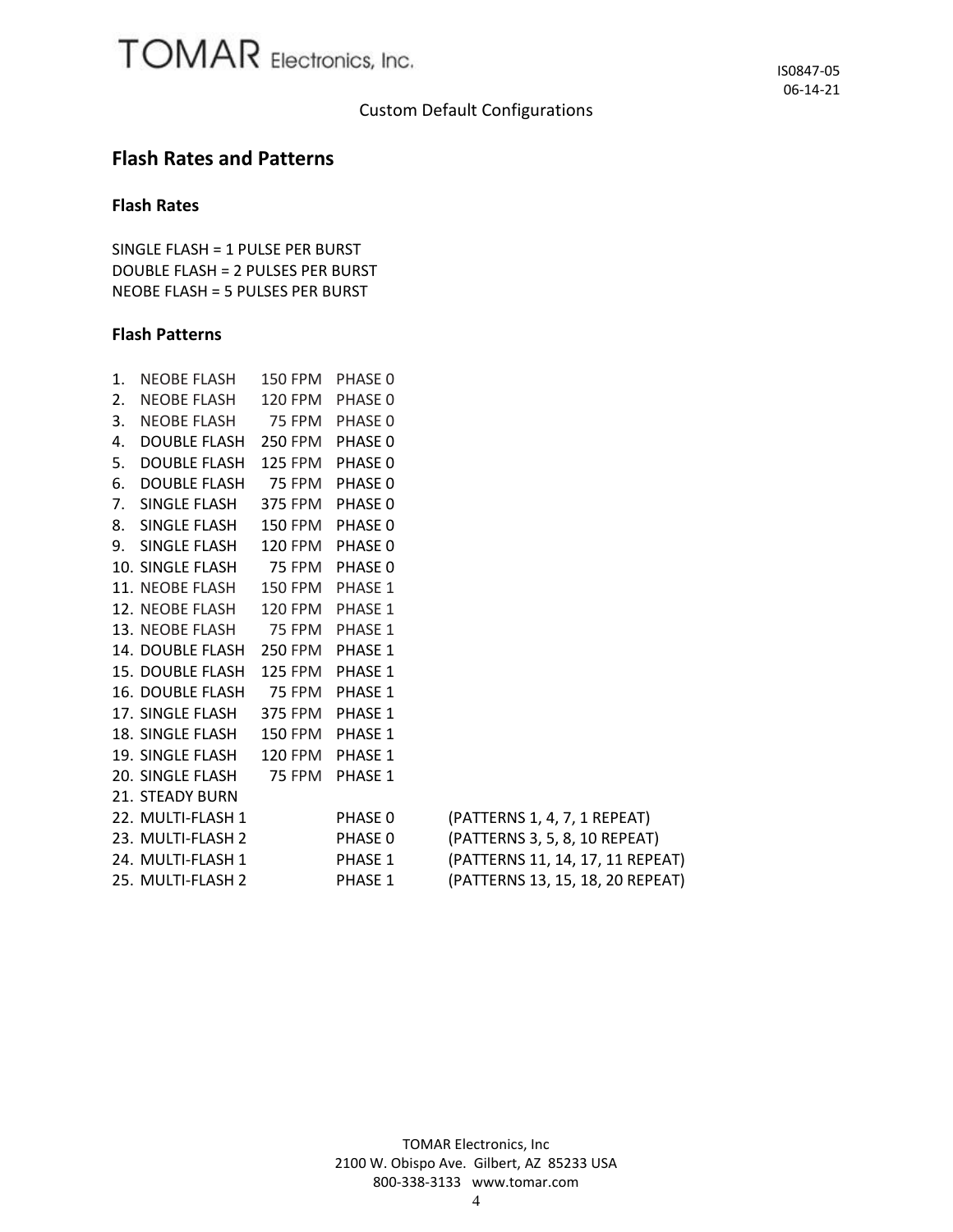Custom Default Configurations

## Flash Rates and Patterns

### Flash Rates

SINGLE FLASH = 1 PULSE PER BURST
DOUBLE FLASH = 2 PULSES PER BURST
NEOBE FLASH = 5 PULSES PER BURST

### Flash Patterns

| # | Pattern | Rate | Phase | Notes |
|---|---|---|---|---|
| 1. | NEOBE FLASH | 150 FPM | PHASE 0 | |
| 2. | NEOBE FLASH | 120 FPM | PHASE 0 | |
| 3. | NEOBE FLASH | 75 FPM | PHASE 0 | |
| 4. | DOUBLE FLASH | 250 FPM | PHASE 0 | |
| 5. | DOUBLE FLASH | 125 FPM | PHASE 0 | |
| 6. | DOUBLE FLASH | 75 FPM | PHASE 0 | |
| 7. | SINGLE FLASH | 375 FPM | PHASE 0 | |
| 8. | SINGLE FLASH | 150 FPM | PHASE 0 | |
| 9. | SINGLE FLASH | 120 FPM | PHASE 0 | |
| 10. | SINGLE FLASH | 75 FPM | PHASE 0 | |
| 11. | NEOBE FLASH | 150 FPM | PHASE 1 | |
| 12. | NEOBE FLASH | 120 FPM | PHASE 1 | |
| 13. | NEOBE FLASH | 75 FPM | PHASE 1 | |
| 14. | DOUBLE FLASH | 250 FPM | PHASE 1 | |
| 15. | DOUBLE FLASH | 125 FPM | PHASE 1 | |
| 16. | DOUBLE FLASH | 75 FPM | PHASE 1 | |
| 17. | SINGLE FLASH | 375 FPM | PHASE 1 | |
| 18. | SINGLE FLASH | 150 FPM | PHASE 1 | |
| 19. | SINGLE FLASH | 120 FPM | PHASE 1 | |
| 20. | SINGLE FLASH | 75 FPM | PHASE 1 | |
| 21. | STEADY BURN | | | |
| 22. | MULTI-FLASH 1 | | PHASE 0 | (PATTERNS 1, 4, 7, 1 REPEAT) |
| 23. | MULTI-FLASH 2 | | PHASE 0 | (PATTERNS 3, 5, 8, 10 REPEAT) |
| 24. | MULTI-FLASH 1 | | PHASE 1 | (PATTERNS 11, 14, 17, 11 REPEAT) |
| 25. | MULTI-FLASH 2 | | PHASE 1 | (PATTERNS 13, 15, 18, 20 REPEAT) |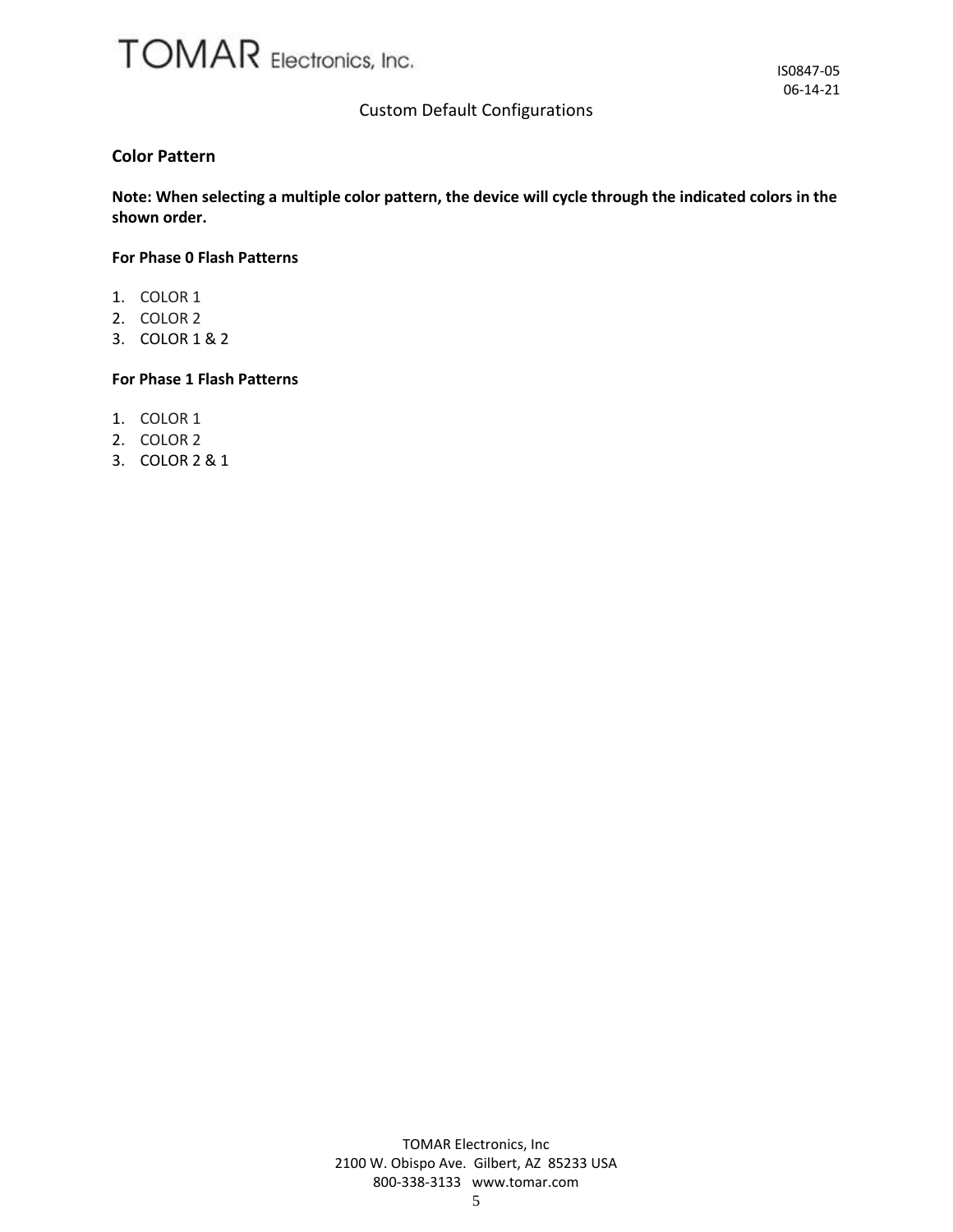## Color Pattern

**Note: When selecting a multiple color pattern, the device will cycle through the indicated colors in the shown order.**

**For Phase 0 Flash Patterns**

1. COLOR 1
2. COLOR 2
3. COLOR 1 & 2

**For Phase 1 Flash Patterns**

1. COLOR 1
2. COLOR 2
3. COLOR 2 & 1